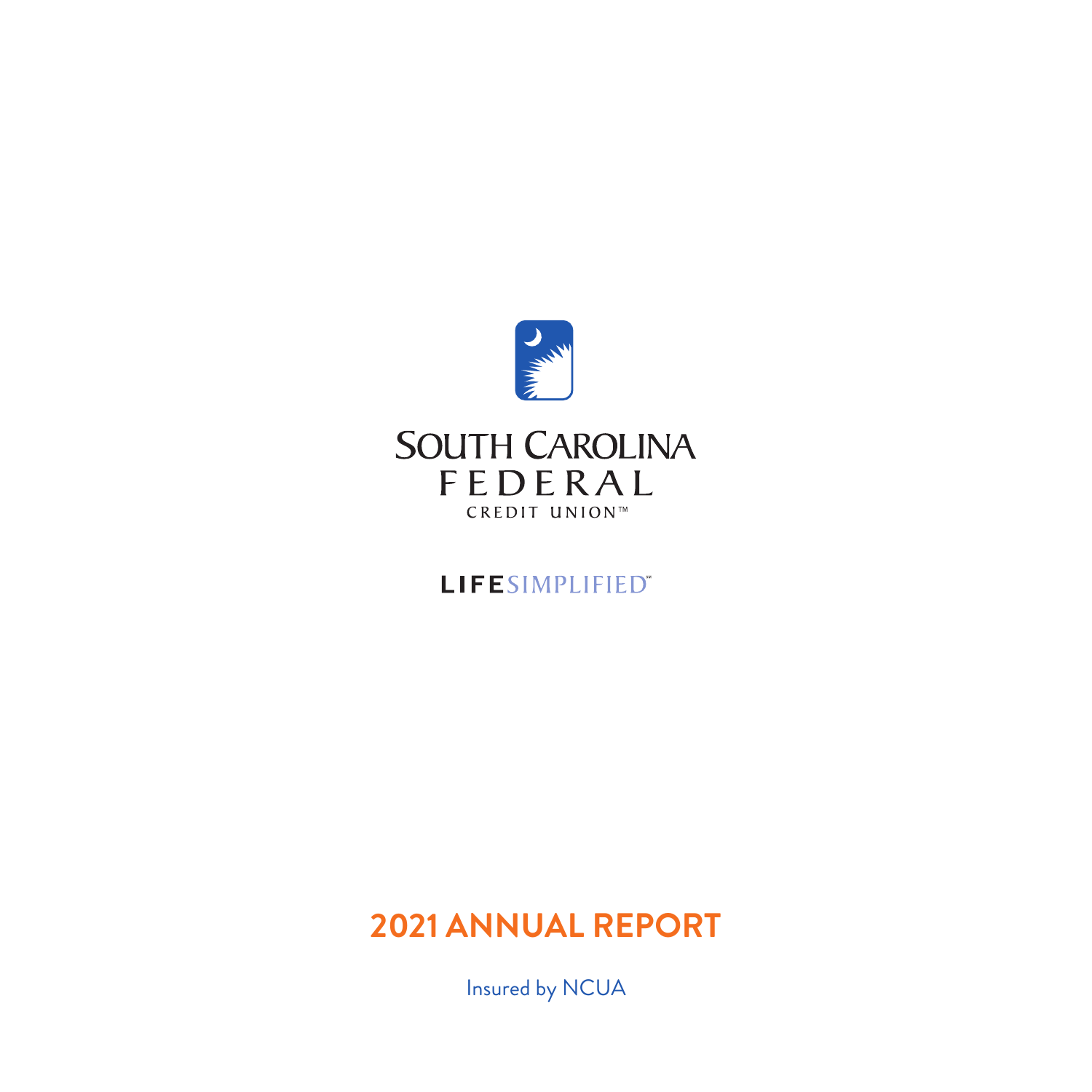SOUTH CAROLINA
FEDERAL
CREDIT UNION™

LIFESIMPLIFIED℠

# 2021 ANNUAL REPORT

Insured by NCUA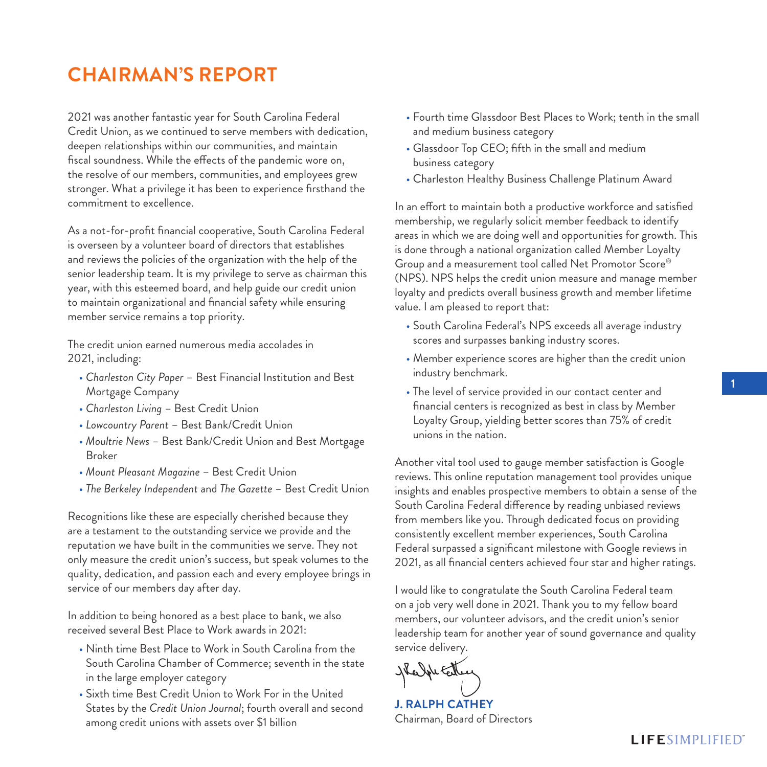# CHAIRMAN'S REPORT

2021 was another fantastic year for South Carolina Federal Credit Union, as we continued to serve members with dedication, deepen relationships within our communities, and maintain fiscal soundness. While the effects of the pandemic wore on, the resolve of our members, communities, and employees grew stronger. What a privilege it has been to experience firsthand the commitment to excellence.

As a not-for-profit financial cooperative, South Carolina Federal is overseen by a volunteer board of directors that establishes and reviews the policies of the organization with the help of the senior leadership team. It is my privilege to serve as chairman this year, with this esteemed board, and help guide our credit union to maintain organizational and financial safety while ensuring member service remains a top priority.

The credit union earned numerous media accolades in 2021, including:

- *Charleston City Paper* – Best Financial Institution and Best Mortgage Company
- *Charleston Living* – Best Credit Union
- *Lowcountry Parent* – Best Bank/Credit Union
- *Moultrie News* – Best Bank/Credit Union and Best Mortgage Broker
- *Mount Pleasant Magazine* – Best Credit Union
- *The Berkeley Independent* and *The Gazette* – Best Credit Union

Recognitions like these are especially cherished because they are a testament to the outstanding service we provide and the reputation we have built in the communities we serve. They not only measure the credit union's success, but speak volumes to the quality, dedication, and passion each and every employee brings in service of our members day after day.

In addition to being honored as a best place to bank, we also received several Best Place to Work awards in 2021:

- Ninth time Best Place to Work in South Carolina from the South Carolina Chamber of Commerce; seventh in the state in the large employer category
- Sixth time Best Credit Union to Work For in the United States by the *Credit Union Journal*; fourth overall and second among credit unions with assets over $1 billion
- Fourth time Glassdoor Best Places to Work; tenth in the small and medium business category
- Glassdoor Top CEO; fifth in the small and medium business category
- Charleston Healthy Business Challenge Platinum Award

In an effort to maintain both a productive workforce and satisfied membership, we regularly solicit member feedback to identify areas in which we are doing well and opportunities for growth. This is done through a national organization called Member Loyalty Group and a measurement tool called Net Promotor Score® (NPS). NPS helps the credit union measure and manage member loyalty and predicts overall business growth and member lifetime value. I am pleased to report that:

- South Carolina Federal's NPS exceeds all average industry scores and surpasses banking industry scores.
- Member experience scores are higher than the credit union industry benchmark.
- The level of service provided in our contact center and financial centers is recognized as best in class by Member Loyalty Group, yielding better scores than 75% of credit unions in the nation.

Another vital tool used to gauge member satisfaction is Google reviews. This online reputation management tool provides unique insights and enables prospective members to obtain a sense of the South Carolina Federal difference by reading unbiased reviews from members like you. Through dedicated focus on providing consistently excellent member experiences, South Carolina Federal surpassed a significant milestone with Google reviews in 2021, as all financial centers achieved four star and higher ratings.

I would like to congratulate the South Carolina Federal team on a job very well done in 2021. Thank you to my fellow board members, our volunteer advisors, and the credit union's senior leadership team for another year of sound governance and quality service delivery.

**J. RALPH CATHEY**
Chairman, Board of Directors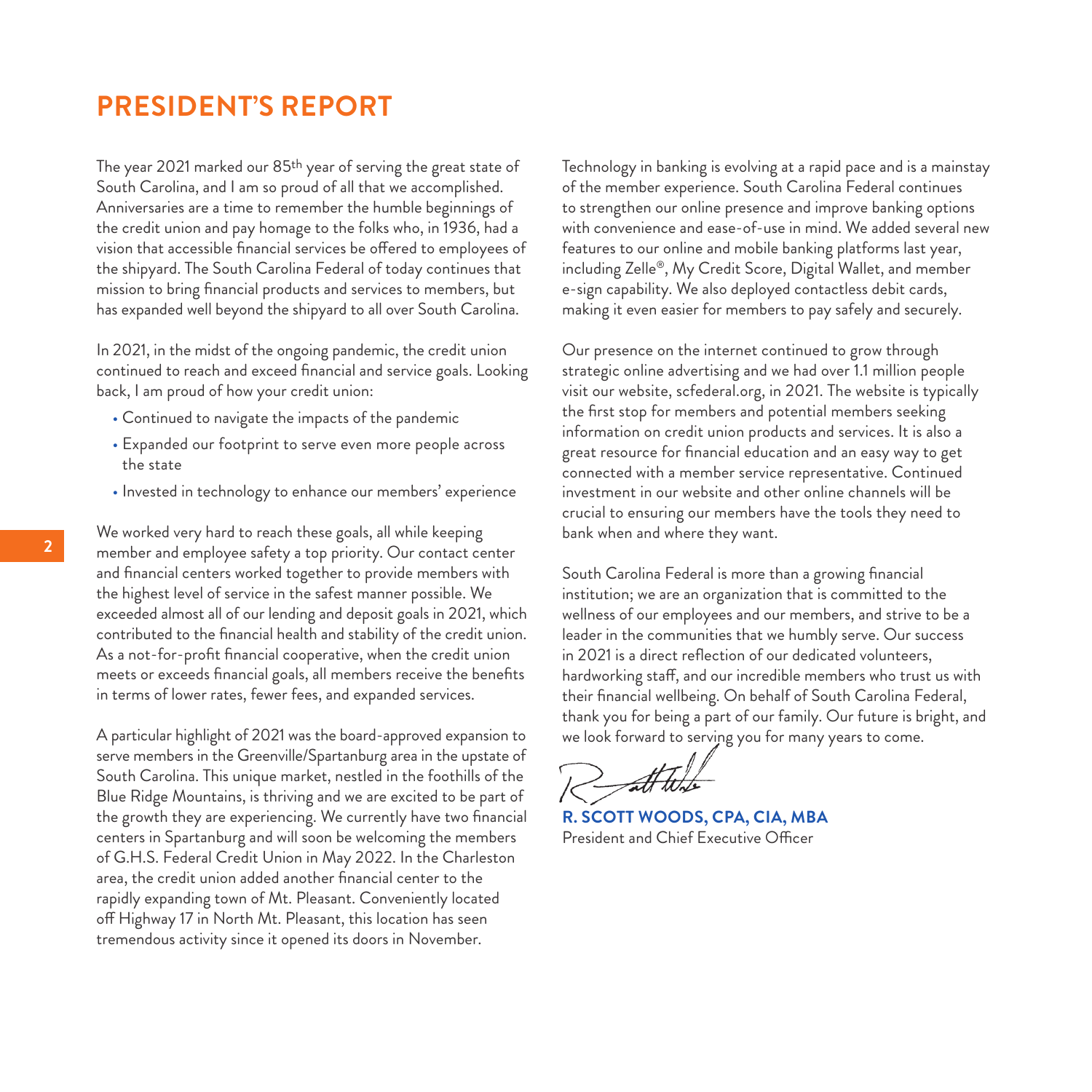# PRESIDENT'S REPORT

The year 2021 marked our 85th year of serving the great state of South Carolina, and I am so proud of all that we accomplished. Anniversaries are a time to remember the humble beginnings of the credit union and pay homage to the folks who, in 1936, had a vision that accessible financial services be offered to employees of the shipyard. The South Carolina Federal of today continues that mission to bring financial products and services to members, but has expanded well beyond the shipyard to all over South Carolina.

In 2021, in the midst of the ongoing pandemic, the credit union continued to reach and exceed financial and service goals. Looking back, I am proud of how your credit union:

- Continued to navigate the impacts of the pandemic
- Expanded our footprint to serve even more people across the state
- Invested in technology to enhance our members' experience

We worked very hard to reach these goals, all while keeping member and employee safety a top priority. Our contact center and financial centers worked together to provide members with the highest level of service in the safest manner possible. We exceeded almost all of our lending and deposit goals in 2021, which contributed to the financial health and stability of the credit union. As a not-for-profit financial cooperative, when the credit union meets or exceeds financial goals, all members receive the benefits in terms of lower rates, fewer fees, and expanded services.

A particular highlight of 2021 was the board-approved expansion to serve members in the Greenville/Spartanburg area in the upstate of South Carolina. This unique market, nestled in the foothills of the Blue Ridge Mountains, is thriving and we are excited to be part of the growth they are experiencing. We currently have two financial centers in Spartanburg and will soon be welcoming the members of G.H.S. Federal Credit Union in May 2022. In the Charleston area, the credit union added another financial center to the rapidly expanding town of Mt. Pleasant. Conveniently located off Highway 17 in North Mt. Pleasant, this location has seen tremendous activity since it opened its doors in November.

Technology in banking is evolving at a rapid pace and is a mainstay of the member experience. South Carolina Federal continues to strengthen our online presence and improve banking options with convenience and ease-of-use in mind. We added several new features to our online and mobile banking platforms last year, including Zelle®, My Credit Score, Digital Wallet, and member e-sign capability. We also deployed contactless debit cards, making it even easier for members to pay safely and securely.

Our presence on the internet continued to grow through strategic online advertising and we had over 1.1 million people visit our website, scfederal.org, in 2021. The website is typically the first stop for members and potential members seeking information on credit union products and services. It is also a great resource for financial education and an easy way to get connected with a member service representative. Continued investment in our website and other online channels will be crucial to ensuring our members have the tools they need to bank when and where they want.

South Carolina Federal is more than a growing financial institution; we are an organization that is committed to the wellness of our employees and our members, and strive to be a leader in the communities that we humbly serve. Our success in 2021 is a direct reflection of our dedicated volunteers, hardworking staff, and our incredible members who trust us with their financial wellbeing. On behalf of South Carolina Federal, thank you for being a part of our family. Our future is bright, and we look forward to serving you for many years to come.

**R. SCOTT WOODS, CPA, CIA, MBA**
President and Chief Executive Officer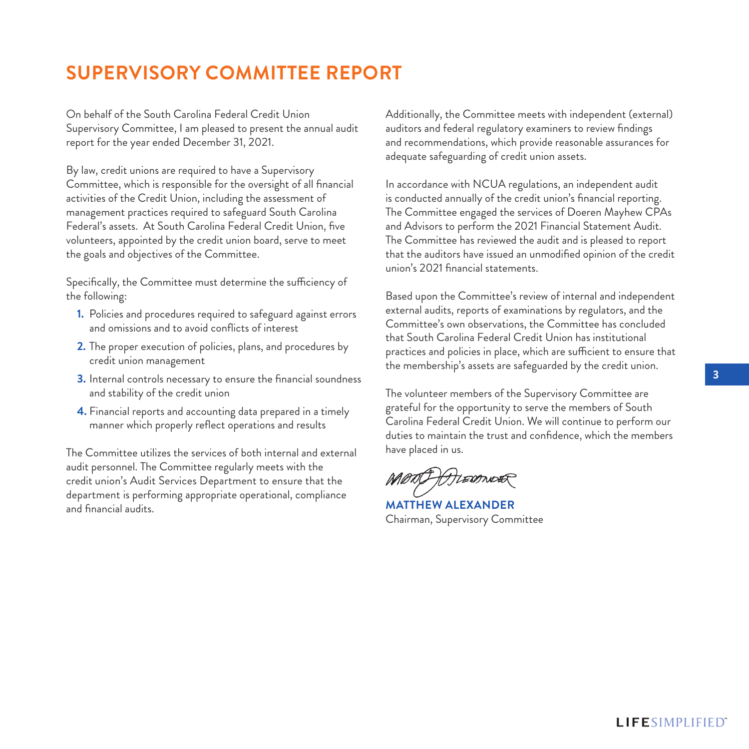# SUPERVISORY COMMITTEE REPORT

On behalf of the South Carolina Federal Credit Union Supervisory Committee, I am pleased to present the annual audit report for the year ended December 31, 2021.

By law, credit unions are required to have a Supervisory Committee, which is responsible for the oversight of all financial activities of the Credit Union, including the assessment of management practices required to safeguard South Carolina Federal's assets. At South Carolina Federal Credit Union, five volunteers, appointed by the credit union board, serve to meet the goals and objectives of the Committee.

Specifically, the Committee must determine the sufficiency of the following:

1. Policies and procedures required to safeguard against errors and omissions and to avoid conflicts of interest
2. The proper execution of policies, plans, and procedures by credit union management
3. Internal controls necessary to ensure the financial soundness and stability of the credit union
4. Financial reports and accounting data prepared in a timely manner which properly reflect operations and results

The Committee utilizes the services of both internal and external audit personnel. The Committee regularly meets with the credit union's Audit Services Department to ensure that the department is performing appropriate operational, compliance and financial audits.

Additionally, the Committee meets with independent (external) auditors and federal regulatory examiners to review findings and recommendations, which provide reasonable assurances for adequate safeguarding of credit union assets.

In accordance with NCUA regulations, an independent audit is conducted annually of the credit union's financial reporting. The Committee engaged the services of Doeren Mayhew CPAs and Advisors to perform the 2021 Financial Statement Audit. The Committee has reviewed the audit and is pleased to report that the auditors have issued an unmodified opinion of the credit union's 2021 financial statements.

Based upon the Committee's review of internal and independent external audits, reports of examinations by regulators, and the Committee's own observations, the Committee has concluded that South Carolina Federal Credit Union has institutional practices and policies in place, which are sufficient to ensure that the membership's assets are safeguarded by the credit union.

The volunteer members of the Supervisory Committee are grateful for the opportunity to serve the members of South Carolina Federal Credit Union. We will continue to perform our duties to maintain the trust and confidence, which the members have placed in us.

**MATTHEW ALEXANDER**
Chairman, Supervisory Committee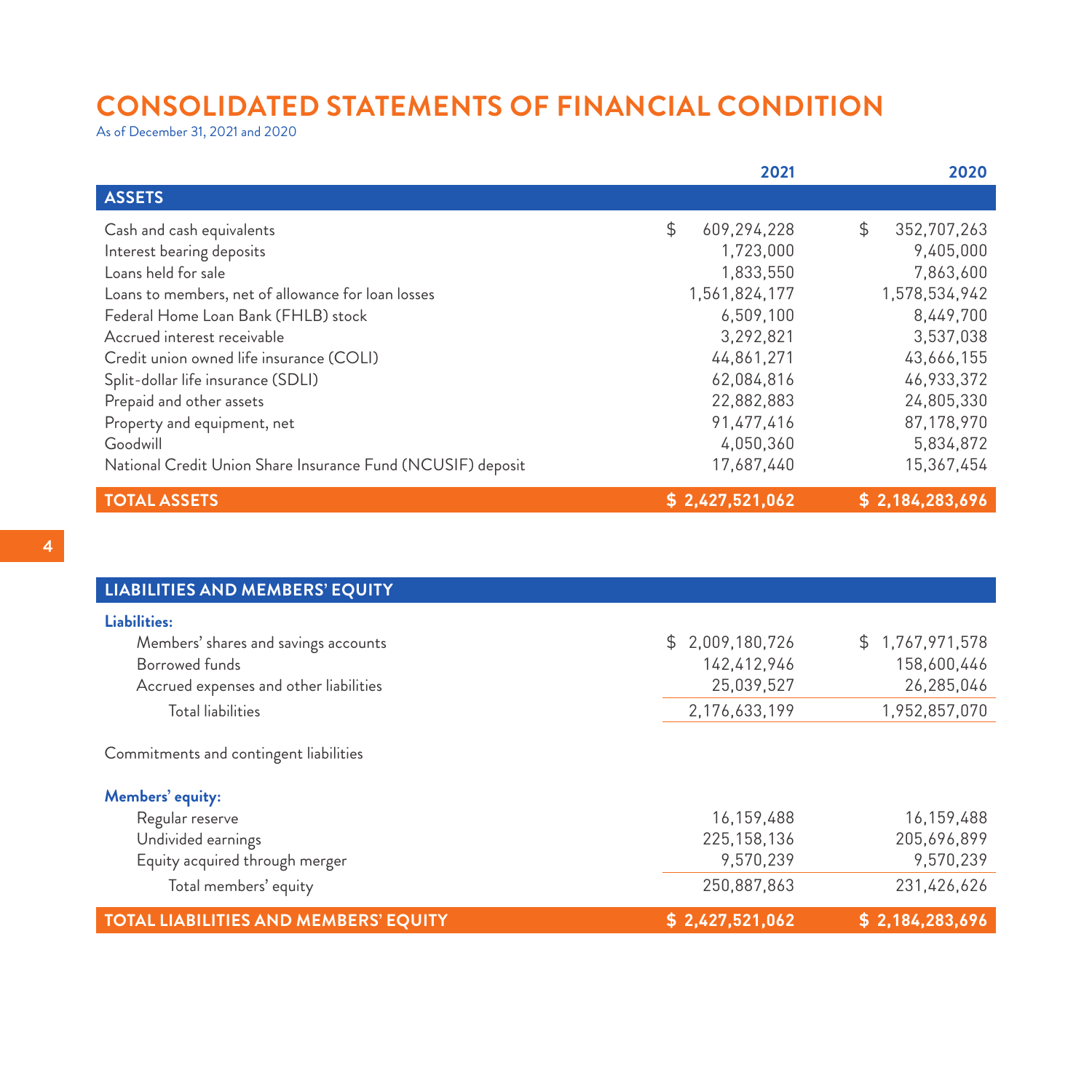# CONSOLIDATED STATEMENTS OF FINANCIAL CONDITION

As of December 31, 2021 and 2020

| | 2021 | 2020 |
|---|---|---|
| **ASSETS** | | |
| Cash and cash equivalents | $ 609,294,228 | $ 352,707,263 |
| Interest bearing deposits | 1,723,000 | 9,405,000 |
| Loans held for sale | 1,833,550 | 7,863,600 |
| Loans to members, net of allowance for loan losses | 1,561,824,177 | 1,578,534,942 |
| Federal Home Loan Bank (FHLB) stock | 6,509,100 | 8,449,700 |
| Accrued interest receivable | 3,292,821 | 3,537,038 |
| Credit union owned life insurance (COLI) | 44,861,271 | 43,666,155 |
| Split-dollar life insurance (SDLI) | 62,084,816 | 46,933,372 |
| Prepaid and other assets | 22,882,883 | 24,805,330 |
| Property and equipment, net | 91,477,416 | 87,178,970 |
| Goodwill | 4,050,360 | 5,834,872 |
| National Credit Union Share Insurance Fund (NCUSIF) deposit | 17,687,440 | 15,367,454 |
| **TOTAL ASSETS** | **$ 2,427,521,062** | **$ 2,184,283,696** |

| | 2021 | 2020 |
|---|---|---|
| **LIABILITIES AND MEMBERS' EQUITY** | | |
| **Liabilities:** | | |
| Members' shares and savings accounts | $ 2,009,180,726 | $ 1,767,971,578 |
| Borrowed funds | 142,412,946 | 158,600,446 |
| Accrued expenses and other liabilities | 25,039,527 | 26,285,046 |
| Total liabilities | 2,176,633,199 | 1,952,857,070 |
| Commitments and contingent liabilities | | |
| **Members' equity:** | | |
| Regular reserve | 16,159,488 | 16,159,488 |
| Undivided earnings | 225,158,136 | 205,696,899 |
| Equity acquired through merger | 9,570,239 | 9,570,239 |
| Total members' equity | 250,887,863 | 231,426,626 |
| **TOTAL LIABILITIES AND MEMBERS' EQUITY** | **$ 2,427,521,062** | **$ 2,184,283,696** |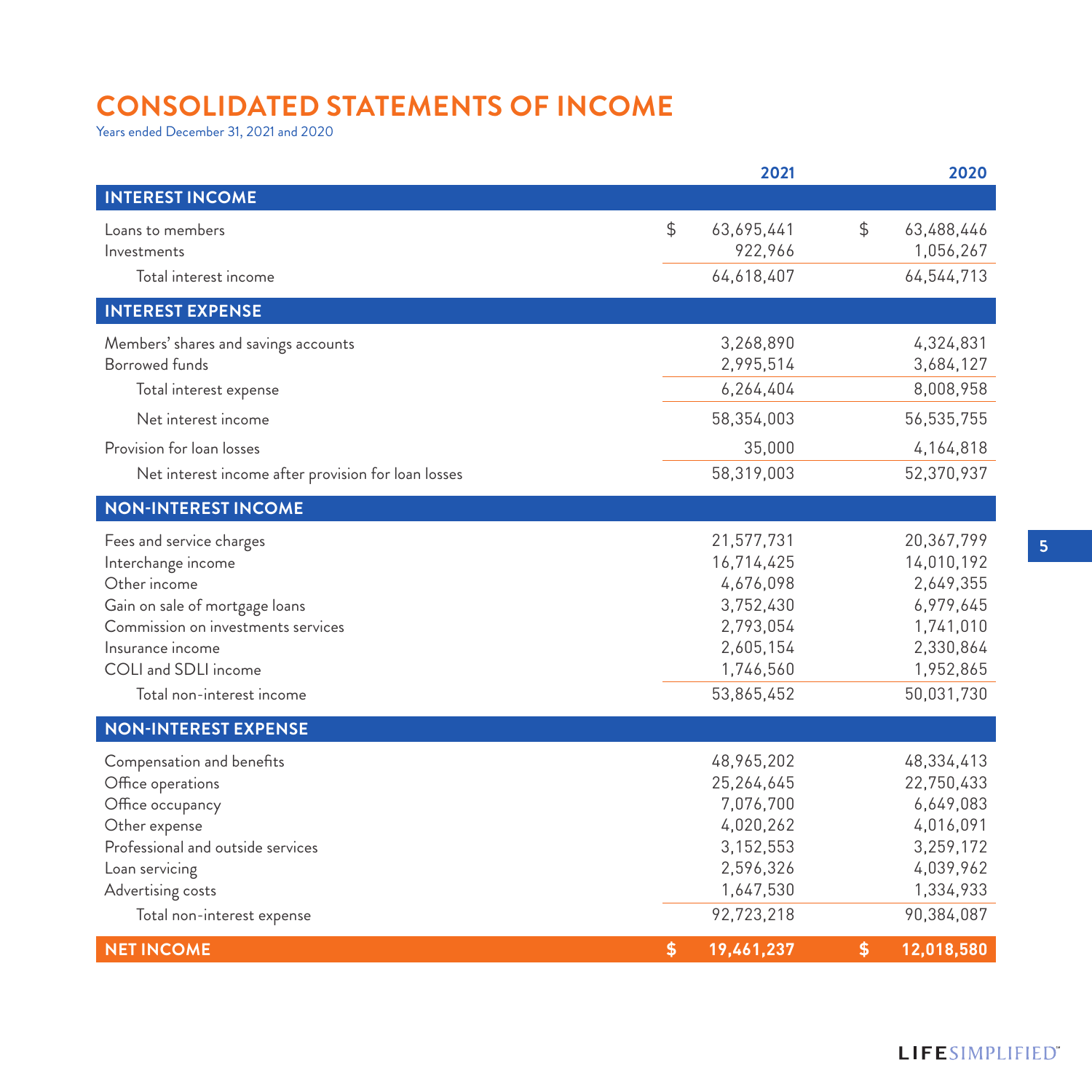# CONSOLIDATED STATEMENTS OF INCOME

Years ended December 31, 2021 and 2020

| | 2021 | 2020 |
|---|---|---|
| **INTEREST INCOME** | | |
| Loans to members | $ 63,695,441 | $ 63,488,446 |
| Investments | 922,966 | 1,056,267 |
| Total interest income | 64,618,407 | 64,544,713 |
| **INTEREST EXPENSE** | | |
| Members' shares and savings accounts | 3,268,890 | 4,324,831 |
| Borrowed funds | 2,995,514 | 3,684,127 |
| Total interest expense | 6,264,404 | 8,008,958 |
| Net interest income | 58,354,003 | 56,535,755 |
| Provision for loan losses | 35,000 | 4,164,818 |
| Net interest income after provision for loan losses | 58,319,003 | 52,370,937 |
| **NON-INTEREST INCOME** | | |
| Fees and service charges | 21,577,731 | 20,367,799 |
| Interchange income | 16,714,425 | 14,010,192 |
| Other income | 4,676,098 | 2,649,355 |
| Gain on sale of mortgage loans | 3,752,430 | 6,979,645 |
| Commission on investments services | 2,793,054 | 1,741,010 |
| Insurance income | 2,605,154 | 2,330,864 |
| COLI and SDLI income | 1,746,560 | 1,952,865 |
| Total non-interest income | 53,865,452 | 50,031,730 |
| **NON-INTEREST EXPENSE** | | |
| Compensation and benefits | 48,965,202 | 48,334,413 |
| Office operations | 25,264,645 | 22,750,433 |
| Office occupancy | 7,076,700 | 6,649,083 |
| Other expense | 4,020,262 | 4,016,091 |
| Professional and outside services | 3,152,553 | 3,259,172 |
| Loan servicing | 2,596,326 | 4,039,962 |
| Advertising costs | 1,647,530 | 1,334,933 |
| Total non-interest expense | 92,723,218 | 90,384,087 |
| **NET INCOME** | **$ 19,461,237** | **$ 12,018,580** |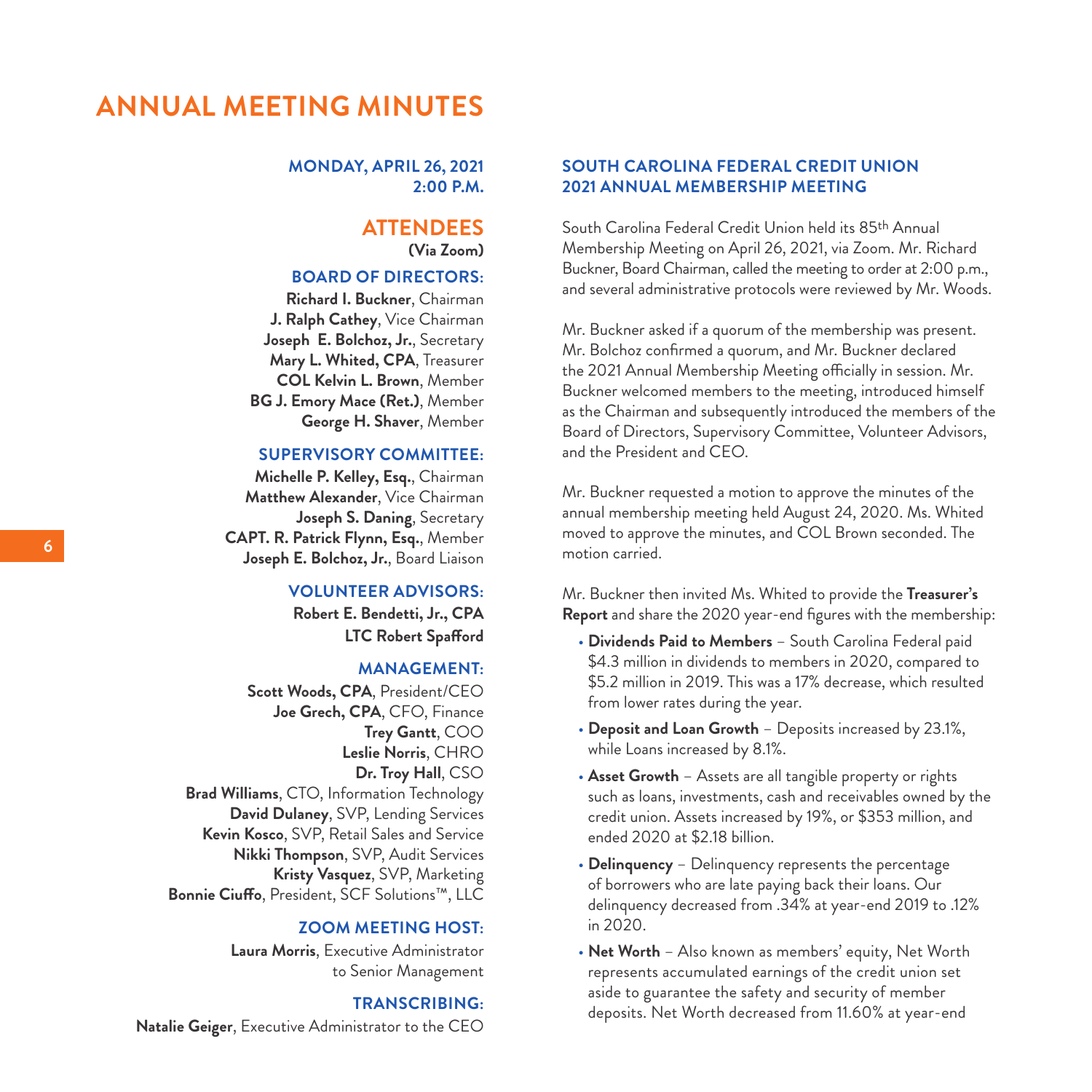# ANNUAL MEETING MINUTES

**MONDAY, APRIL 26, 2021**
**2:00 P.M.**

## ATTENDEES

**(Via Zoom)**

### BOARD OF DIRECTORS:

**Richard I. Buckner**, Chairman
**J. Ralph Cathey**, Vice Chairman
**Joseph E. Bolchoz, Jr.**, Secretary
**Mary L. Whited, CPA**, Treasurer
**COL Kelvin L. Brown**, Member
**BG J. Emory Mace (Ret.)**, Member
**George H. Shaver**, Member

### SUPERVISORY COMMITTEE:

**Michelle P. Kelley, Esq.**, Chairman
**Matthew Alexander**, Vice Chairman
**Joseph S. Daning**, Secretary
**CAPT. R. Patrick Flynn, Esq.**, Member
**Joseph E. Bolchoz, Jr.**, Board Liaison

### VOLUNTEER ADVISORS:

**Robert E. Bendetti, Jr., CPA**
**LTC Robert Spafford**

### MANAGEMENT:

**Scott Woods, CPA**, President/CEO
**Joe Grech, CPA**, CFO, Finance
**Trey Gantt**, COO
**Leslie Norris**, CHRO
**Dr. Troy Hall**, CSO
**Brad Williams**, CTO, Information Technology
**David Dulaney**, SVP, Lending Services
**Kevin Kosco**, SVP, Retail Sales and Service
**Nikki Thompson**, SVP, Audit Services
**Kristy Vasquez**, SVP, Marketing
**Bonnie Ciuffo**, President, SCF Solutions™, LLC

### ZOOM MEETING HOST:

**Laura Morris**, Executive Administrator to Senior Management

### TRANSCRIBING:

**Natalie Geiger**, Executive Administrator to the CEO

## SOUTH CAROLINA FEDERAL CREDIT UNION 2021 ANNUAL MEMBERSHIP MEETING

South Carolina Federal Credit Union held its 85th Annual Membership Meeting on April 26, 2021, via Zoom. Mr. Richard Buckner, Board Chairman, called the meeting to order at 2:00 p.m., and several administrative protocols were reviewed by Mr. Woods.

Mr. Buckner asked if a quorum of the membership was present. Mr. Bolchoz confirmed a quorum, and Mr. Buckner declared the 2021 Annual Membership Meeting officially in session. Mr. Buckner welcomed members to the meeting, introduced himself as the Chairman and subsequently introduced the members of the Board of Directors, Supervisory Committee, Volunteer Advisors, and the President and CEO.

Mr. Buckner requested a motion to approve the minutes of the annual membership meeting held August 24, 2020. Ms. Whited moved to approve the minutes, and COL Brown seconded. The motion carried.

Mr. Buckner then invited Ms. Whited to provide the **Treasurer's Report** and share the 2020 year-end figures with the membership:

- **Dividends Paid to Members** – South Carolina Federal paid \$4.3 million in dividends to members in 2020, compared to \$5.2 million in 2019. This was a 17% decrease, which resulted from lower rates during the year.
- **Deposit and Loan Growth** – Deposits increased by 23.1%, while Loans increased by 8.1%.
- **Asset Growth** – Assets are all tangible property or rights such as loans, investments, cash and receivables owned by the credit union. Assets increased by 19%, or \$353 million, and ended 2020 at \$2.18 billion.
- **Delinquency** – Delinquency represents the percentage of borrowers who are late paying back their loans. Our delinquency decreased from .34% at year-end 2019 to .12% in 2020.
- **Net Worth** – Also known as members' equity, Net Worth represents accumulated earnings of the credit union set aside to guarantee the safety and security of member deposits. Net Worth decreased from 11.60% at year-end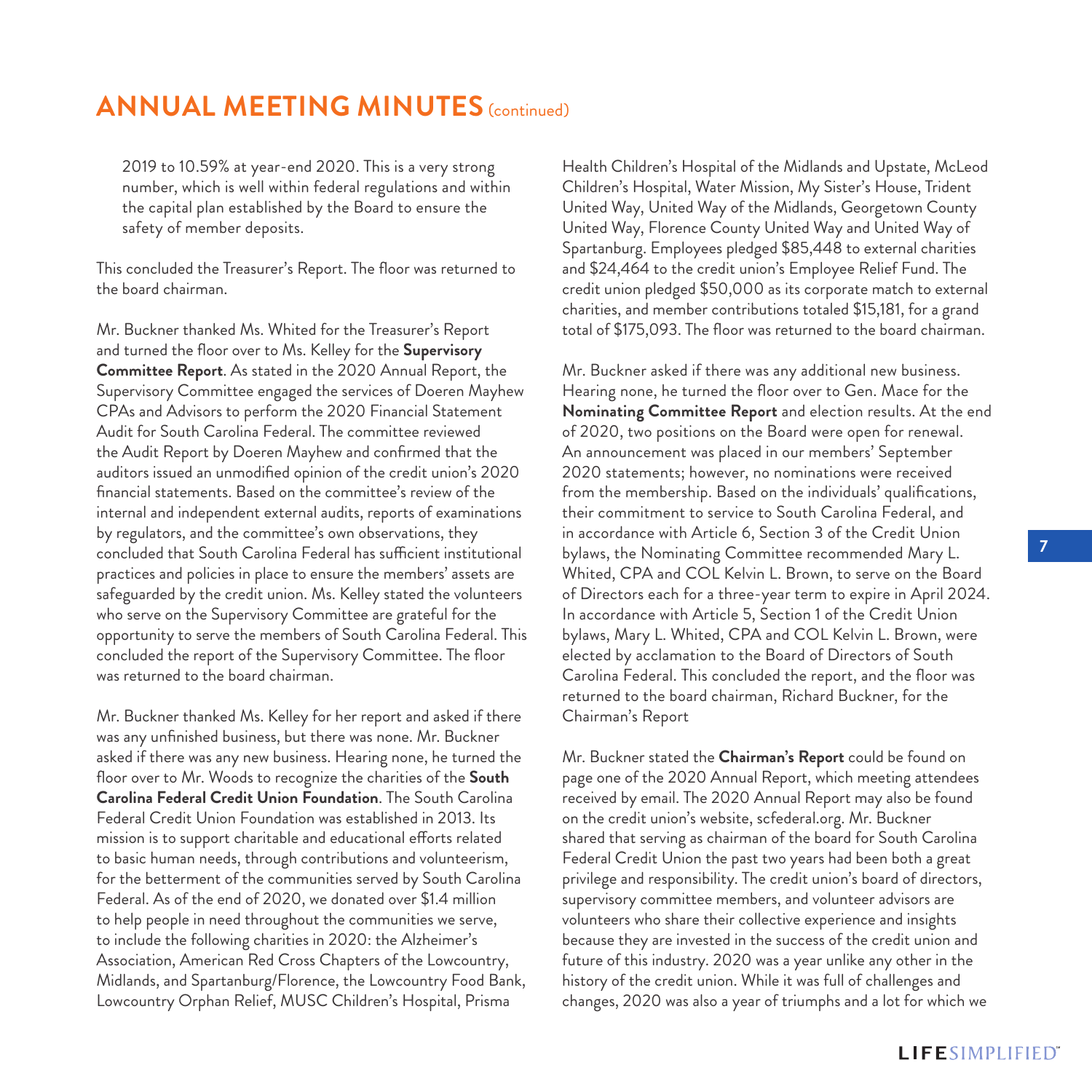# ANNUAL MEETING MINUTES (continued)

2019 to 10.59% at year-end 2020. This is a very strong number, which is well within federal regulations and within the capital plan established by the Board to ensure the safety of member deposits.

This concluded the Treasurer's Report. The floor was returned to the board chairman.

Mr. Buckner thanked Ms. Whited for the Treasurer's Report and turned the floor over to Ms. Kelley for the **Supervisory Committee Report**. As stated in the 2020 Annual Report, the Supervisory Committee engaged the services of Doeren Mayhew CPAs and Advisors to perform the 2020 Financial Statement Audit for South Carolina Federal. The committee reviewed the Audit Report by Doeren Mayhew and confirmed that the auditors issued an unmodified opinion of the credit union's 2020 financial statements. Based on the committee's review of the internal and independent external audits, reports of examinations by regulators, and the committee's own observations, they concluded that South Carolina Federal has sufficient institutional practices and policies in place to ensure the members' assets are safeguarded by the credit union. Ms. Kelley stated the volunteers who serve on the Supervisory Committee are grateful for the opportunity to serve the members of South Carolina Federal. This concluded the report of the Supervisory Committee. The floor was returned to the board chairman.

Mr. Buckner thanked Ms. Kelley for her report and asked if there was any unfinished business, but there was none. Mr. Buckner asked if there was any new business. Hearing none, he turned the floor over to Mr. Woods to recognize the charities of the **South Carolina Federal Credit Union Foundation**. The South Carolina Federal Credit Union Foundation was established in 2013. Its mission is to support charitable and educational efforts related to basic human needs, through contributions and volunteerism, for the betterment of the communities served by South Carolina Federal. As of the end of 2020, we donated over $1.4 million to help people in need throughout the communities we serve, to include the following charities in 2020: the Alzheimer's Association, American Red Cross Chapters of the Lowcountry, Midlands, and Spartanburg/Florence, the Lowcountry Food Bank, Lowcountry Orphan Relief, MUSC Children's Hospital, Prisma Health Children's Hospital of the Midlands and Upstate, McLeod Children's Hospital, Water Mission, My Sister's House, Trident United Way, United Way of the Midlands, Georgetown County United Way, Florence County United Way and United Way of Spartanburg. Employees pledged $85,448 to external charities and $24,464 to the credit union's Employee Relief Fund. The credit union pledged $50,000 as its corporate match to external charities, and member contributions totaled $15,181, for a grand total of $175,093. The floor was returned to the board chairman.

Mr. Buckner asked if there was any additional new business. Hearing none, he turned the floor over to Gen. Mace for the **Nominating Committee Report** and election results. At the end of 2020, two positions on the Board were open for renewal. An announcement was placed in our members' September 2020 statements; however, no nominations were received from the membership. Based on the individuals' qualifications, their commitment to service to South Carolina Federal, and in accordance with Article 6, Section 3 of the Credit Union bylaws, the Nominating Committee recommended Mary L. Whited, CPA and COL Kelvin L. Brown, to serve on the Board of Directors each for a three-year term to expire in April 2024. In accordance with Article 5, Section 1 of the Credit Union bylaws, Mary L. Whited, CPA and COL Kelvin L. Brown, were elected by acclamation to the Board of Directors of South Carolina Federal. This concluded the report, and the floor was returned to the board chairman, Richard Buckner, for the Chairman's Report

Mr. Buckner stated the **Chairman's Report** could be found on page one of the 2020 Annual Report, which meeting attendees received by email. The 2020 Annual Report may also be found on the credit union's website, scfederal.org. Mr. Buckner shared that serving as chairman of the board for South Carolina Federal Credit Union the past two years had been both a great privilege and responsibility. The credit union's board of directors, supervisory committee members, and volunteer advisors are volunteers who share their collective experience and insights because they are invested in the success of the credit union and future of this industry. 2020 was a year unlike any other in the history of the credit union. While it was full of challenges and changes, 2020 was also a year of triumphs and a lot for which we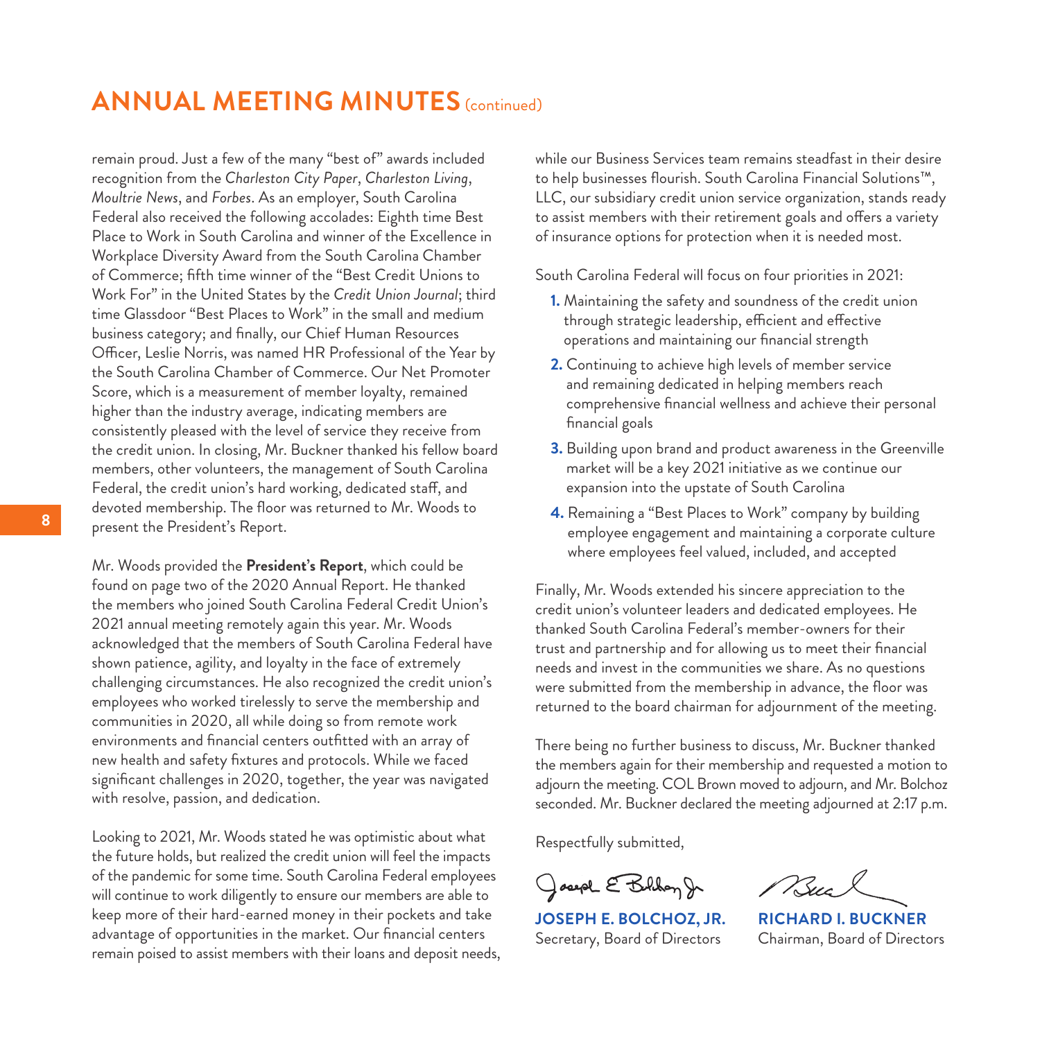# ANNUAL MEETING MINUTES (continued)

remain proud. Just a few of the many "best of" awards included recognition from the *Charleston City Paper*, *Charleston Living*, *Moultrie News*, and *Forbes*. As an employer, South Carolina Federal also received the following accolades: Eighth time Best Place to Work in South Carolina and winner of the Excellence in Workplace Diversity Award from the South Carolina Chamber of Commerce; fifth time winner of the "Best Credit Unions to Work For" in the United States by the *Credit Union Journal*; third time Glassdoor "Best Places to Work" in the small and medium business category; and finally, our Chief Human Resources Officer, Leslie Norris, was named HR Professional of the Year by the South Carolina Chamber of Commerce. Our Net Promoter Score, which is a measurement of member loyalty, remained higher than the industry average, indicating members are consistently pleased with the level of service they receive from the credit union. In closing, Mr. Buckner thanked his fellow board members, other volunteers, the management of South Carolina Federal, the credit union's hard working, dedicated staff, and devoted membership. The floor was returned to Mr. Woods to present the President's Report.

Mr. Woods provided the **President's Report**, which could be found on page two of the 2020 Annual Report. He thanked the members who joined South Carolina Federal Credit Union's 2021 annual meeting remotely again this year. Mr. Woods acknowledged that the members of South Carolina Federal have shown patience, agility, and loyalty in the face of extremely challenging circumstances. He also recognized the credit union's employees who worked tirelessly to serve the membership and communities in 2020, all while doing so from remote work environments and financial centers outfitted with an array of new health and safety fixtures and protocols. While we faced significant challenges in 2020, together, the year was navigated with resolve, passion, and dedication.

Looking to 2021, Mr. Woods stated he was optimistic about what the future holds, but realized the credit union will feel the impacts of the pandemic for some time. South Carolina Federal employees will continue to work diligently to ensure our members are able to keep more of their hard-earned money in their pockets and take advantage of opportunities in the market. Our financial centers remain poised to assist members with their loans and deposit needs, while our Business Services team remains steadfast in their desire to help businesses flourish. South Carolina Financial Solutions™, LLC, our subsidiary credit union service organization, stands ready to assist members with their retirement goals and offers a variety of insurance options for protection when it is needed most.

South Carolina Federal will focus on four priorities in 2021:

1. Maintaining the safety and soundness of the credit union through strategic leadership, efficient and effective operations and maintaining our financial strength
2. Continuing to achieve high levels of member service and remaining dedicated in helping members reach comprehensive financial wellness and achieve their personal financial goals
3. Building upon brand and product awareness in the Greenville market will be a key 2021 initiative as we continue our expansion into the upstate of South Carolina
4. Remaining a "Best Places to Work" company by building employee engagement and maintaining a corporate culture where employees feel valued, included, and accepted

Finally, Mr. Woods extended his sincere appreciation to the credit union's volunteer leaders and dedicated employees. He thanked South Carolina Federal's member-owners for their trust and partnership and for allowing us to meet their financial needs and invest in the communities we share. As no questions were submitted from the membership in advance, the floor was returned to the board chairman for adjournment of the meeting.

There being no further business to discuss, Mr. Buckner thanked the members again for their membership and requested a motion to adjourn the meeting. COL Brown moved to adjourn, and Mr. Bolchoz seconded. Mr. Buckner declared the meeting adjourned at 2:17 p.m.

Respectfully submitted,

**JOSEPH E. BOLCHOZ, JR.**
Secretary, Board of Directors

**RICHARD I. BUCKNER**
Chairman, Board of Directors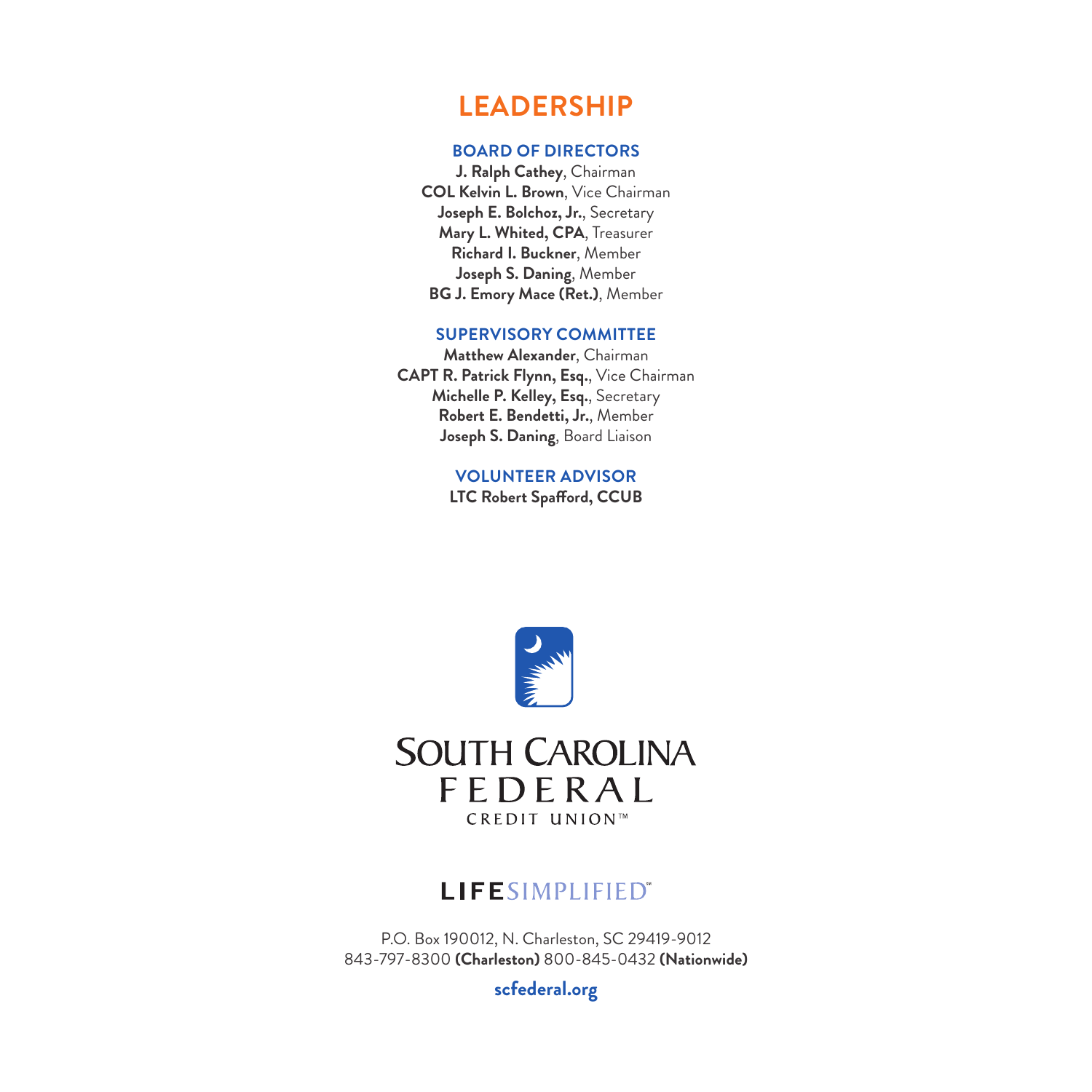# LEADERSHIP

## BOARD OF DIRECTORS

**J. Ralph Cathey**, Chairman
**COL Kelvin L. Brown**, Vice Chairman
**Joseph E. Bolchoz, Jr.**, Secretary
**Mary L. Whited, CPA**, Treasurer
**Richard I. Buckner**, Member
**Joseph S. Daning**, Member
**BG J. Emory Mace (Ret.)**, Member

## SUPERVISORY COMMITTEE

**Matthew Alexander**, Chairman
**CAPT R. Patrick Flynn, Esq.**, Vice Chairman
**Michelle P. Kelley, Esq.**, Secretary
**Robert E. Bendetti, Jr.**, Member
**Joseph S. Daning**, Board Liaison

## VOLUNTEER ADVISOR

**LTC Robert Spafford, CCUB**

SOUTH CAROLINA
FEDERAL
CREDIT UNION™

LIFESIMPLIFIED℠

P.O. Box 190012, N. Charleston, SC 29419-9012
843-797-8300 **(Charleston)** 800-845-0432 **(Nationwide)**

**scfederal.org**